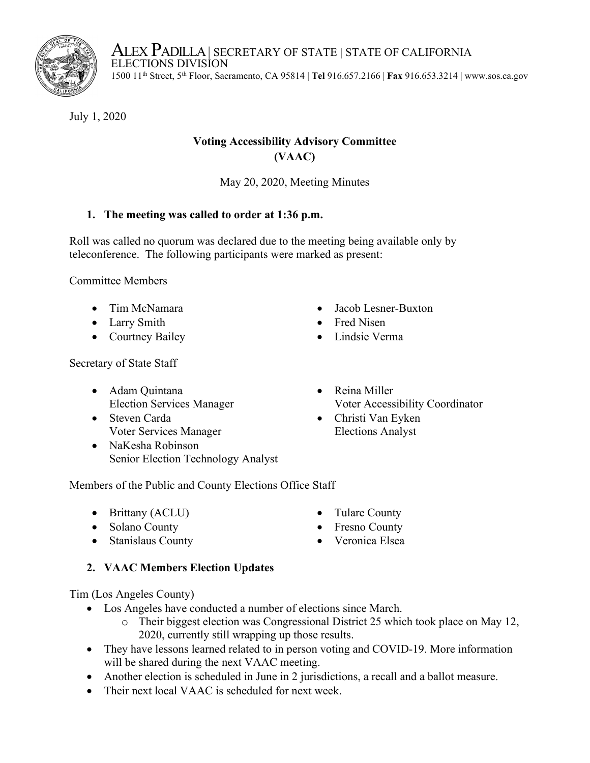ALEX PADILLA | SECRETARY OF STATE | STATE OF CALIFORNIA
ELECTIONS DIVISION
1500 11th Street, 5th Floor, Sacramento, CA 95814 | **Tel** 916.657.2166 | **Fax** 916.653.3214 | www.sos.ca.gov

July 1, 2020

**Voting Accessibility Advisory Committee (VAAC)**

May 20, 2020, Meeting Minutes

1. **The meeting was called to order at 1:36 p.m.**

Roll was called no quorum was declared due to the meeting being available only by teleconference. The following participants were marked as present:

Committee Members

- Tim McNamara
- Larry Smith
- Courtney Bailey
- Jacob Lesner-Buxton
- Fred Nisen
- Lindsie Verma

Secretary of State Staff

- Adam Quintana
  Election Services Manager
- Steven Carda
  Voter Services Manager
- NaKesha Robinson
  Senior Election Technology Analyst
- Reina Miller
  Voter Accessibility Coordinator
- Christi Van Eyken
  Elections Analyst

Members of the Public and County Elections Office Staff

- Brittany (ACLU)
- Solano County
- Stanislaus County
- Tulare County
- Fresno County
- Veronica Elsea

2. **VAAC Members Election Updates**

Tim (Los Angeles County)

- Los Angeles have conducted a number of elections since March.
  - Their biggest election was Congressional District 25 which took place on May 12, 2020, currently still wrapping up those results.
- They have lessons learned related to in person voting and COVID-19. More information will be shared during the next VAAC meeting.
- Another election is scheduled in June in 2 jurisdictions, a recall and a ballot measure.
- Their next local VAAC is scheduled for next week.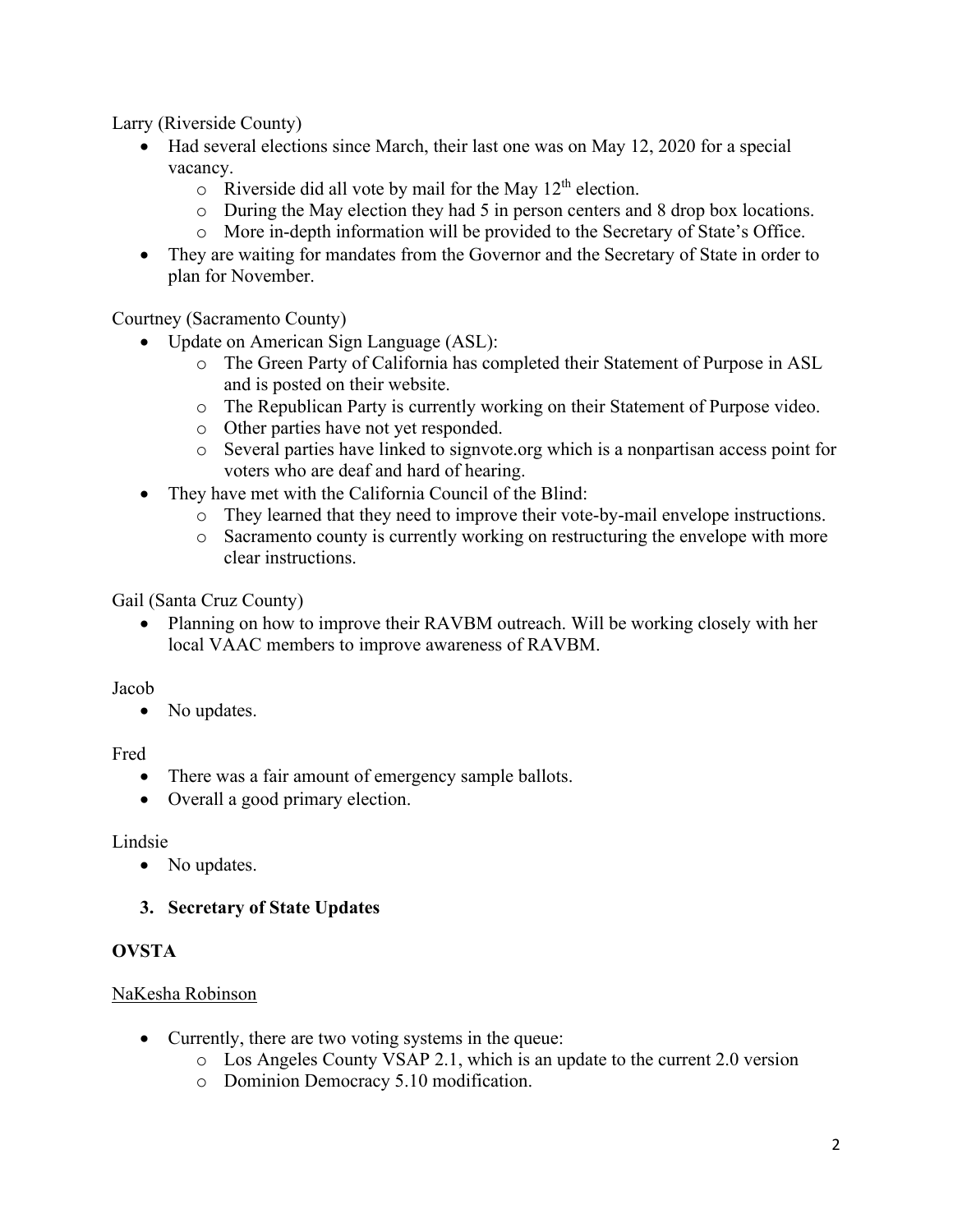Larry (Riverside County)

- Had several elections since March, their last one was on May 12, 2020 for a special vacancy.
  - Riverside did all vote by mail for the May 12th election.
  - During the May election they had 5 in person centers and 8 drop box locations.
  - More in-depth information will be provided to the Secretary of State's Office.
- They are waiting for mandates from the Governor and the Secretary of State in order to plan for November.

Courtney (Sacramento County)

- Update on American Sign Language (ASL):
  - The Green Party of California has completed their Statement of Purpose in ASL and is posted on their website.
  - The Republican Party is currently working on their Statement of Purpose video.
  - Other parties have not yet responded.
  - Several parties have linked to signvote.org which is a nonpartisan access point for voters who are deaf and hard of hearing.
- They have met with the California Council of the Blind:
  - They learned that they need to improve their vote-by-mail envelope instructions.
  - Sacramento county is currently working on restructuring the envelope with more clear instructions.

Gail (Santa Cruz County)

- Planning on how to improve their RAVBM outreach. Will be working closely with her local VAAC members to improve awareness of RAVBM.

Jacob

- No updates.

Fred

- There was a fair amount of emergency sample ballots.
- Overall a good primary election.

Lindsie

- No updates.

## 3. Secretary of State Updates

**OVSTA**

NaKesha Robinson

- Currently, there are two voting systems in the queue:
  - Los Angeles County VSAP 2.1, which is an update to the current 2.0 version
  - Dominion Democracy 5.10 modification.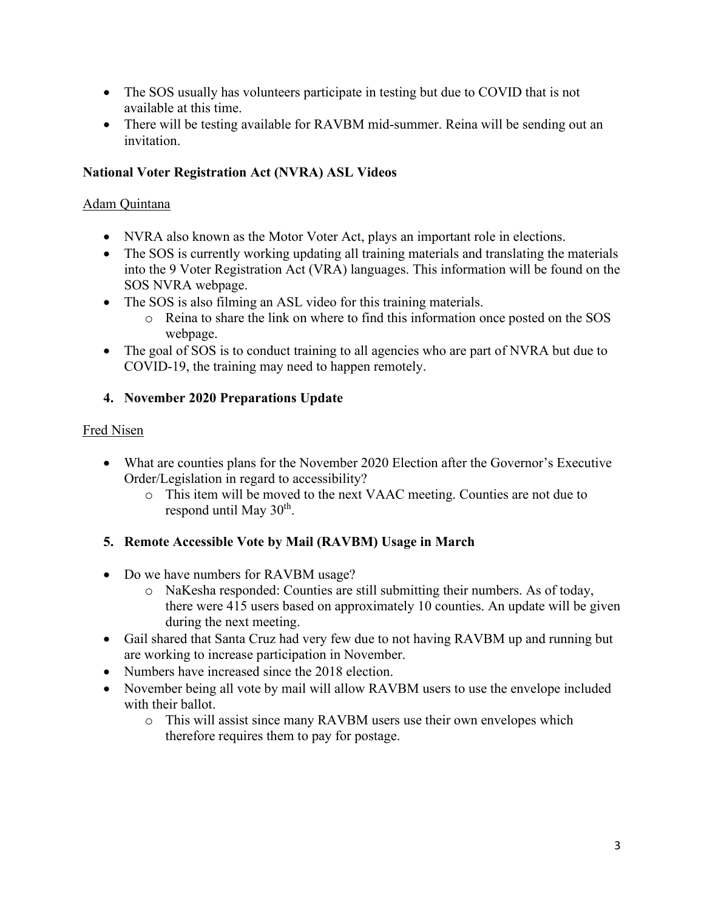- The SOS usually has volunteers participate in testing but due to COVID that is not available at this time.
- There will be testing available for RAVBM mid-summer. Reina will be sending out an invitation.

**National Voter Registration Act (NVRA) ASL Videos**

Adam Quintana

- NVRA also known as the Motor Voter Act, plays an important role in elections.
- The SOS is currently working updating all training materials and translating the materials into the 9 Voter Registration Act (VRA) languages. This information will be found on the SOS NVRA webpage.
- The SOS is also filming an ASL video for this training materials.
    - Reina to share the link on where to find this information once posted on the SOS webpage.
- The goal of SOS is to conduct training to all agencies who are part of NVRA but due to COVID-19, the training may need to happen remotely.

**4. November 2020 Preparations Update**

Fred Nisen

- What are counties plans for the November 2020 Election after the Governor's Executive Order/Legislation in regard to accessibility?
    - This item will be moved to the next VAAC meeting. Counties are not due to respond until May 30th.

**5. Remote Accessible Vote by Mail (RAVBM) Usage in March**

- Do we have numbers for RAVBM usage?
    - NaKesha responded: Counties are still submitting their numbers. As of today, there were 415 users based on approximately 10 counties. An update will be given during the next meeting.
- Gail shared that Santa Cruz had very few due to not having RAVBM up and running but are working to increase participation in November.
- Numbers have increased since the 2018 election.
- November being all vote by mail will allow RAVBM users to use the envelope included with their ballot.
    - This will assist since many RAVBM users use their own envelopes which therefore requires them to pay for postage.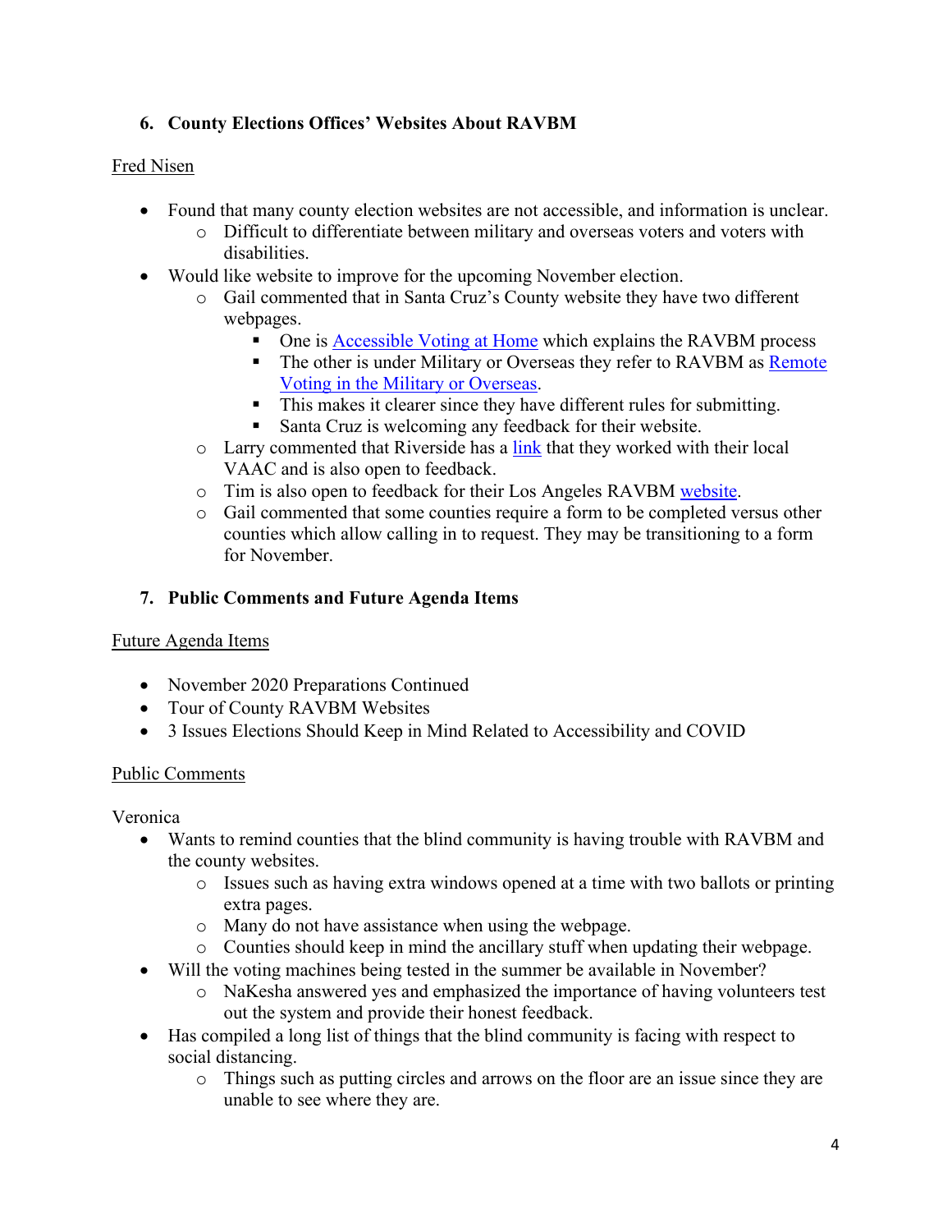## 6. County Elections Offices' Websites About RAVBM

<u>Fred Nisen</u>

- Found that many county election websites are not accessible, and information is unclear.
  - Difficult to differentiate between military and overseas voters and voters with disabilities.
- Would like website to improve for the upcoming November election.
  - Gail commented that in Santa Cruz's County website they have two different webpages.
    - One is Accessible Voting at Home which explains the RAVBM process
    - The other is under Military or Overseas they refer to RAVBM as Remote Voting in the Military or Overseas.
    - This makes it clearer since they have different rules for submitting.
    - Santa Cruz is welcoming any feedback for their website.
  - Larry commented that Riverside has a link that they worked with their local VAAC and is also open to feedback.
  - Tim is also open to feedback for their Los Angeles RAVBM website.
  - Gail commented that some counties require a form to be completed versus other counties which allow calling in to request. They may be transitioning to a form for November.

## 7. Public Comments and Future Agenda Items

<u>Future Agenda Items</u>

- November 2020 Preparations Continued
- Tour of County RAVBM Websites
- 3 Issues Elections Should Keep in Mind Related to Accessibility and COVID

<u>Public Comments</u>

Veronica

- Wants to remind counties that the blind community is having trouble with RAVBM and the county websites.
  - Issues such as having extra windows opened at a time with two ballots or printing extra pages.
  - Many do not have assistance when using the webpage.
  - Counties should keep in mind the ancillary stuff when updating their webpage.
- Will the voting machines being tested in the summer be available in November?
  - NaKesha answered yes and emphasized the importance of having volunteers test out the system and provide their honest feedback.
- Has compiled a long list of things that the blind community is facing with respect to social distancing.
  - Things such as putting circles and arrows on the floor are an issue since they are unable to see where they are.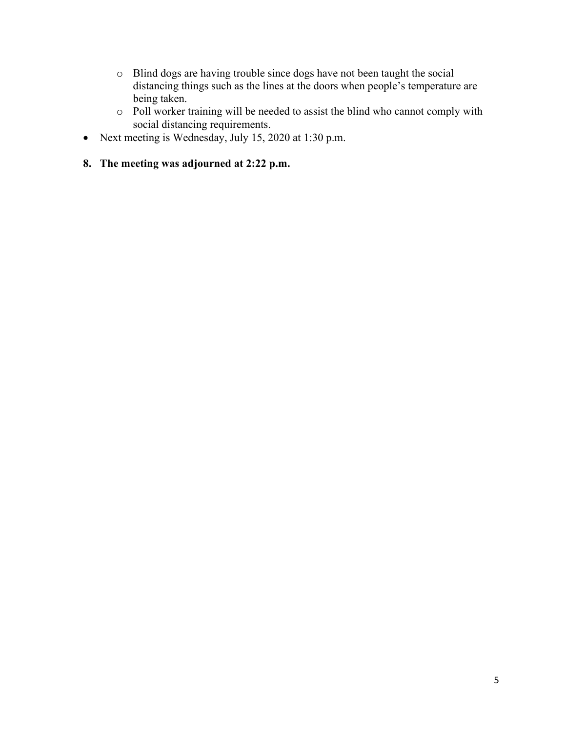- Blind dogs are having trouble since dogs have not been taught the social distancing things such as the lines at the doors when people's temperature are being taken.
  - Poll worker training will be needed to assist the blind who cannot comply with social distancing requirements.
- Next meeting is Wednesday, July 15, 2020 at 1:30 p.m.

**8. The meeting was adjourned at 2:22 p.m.**